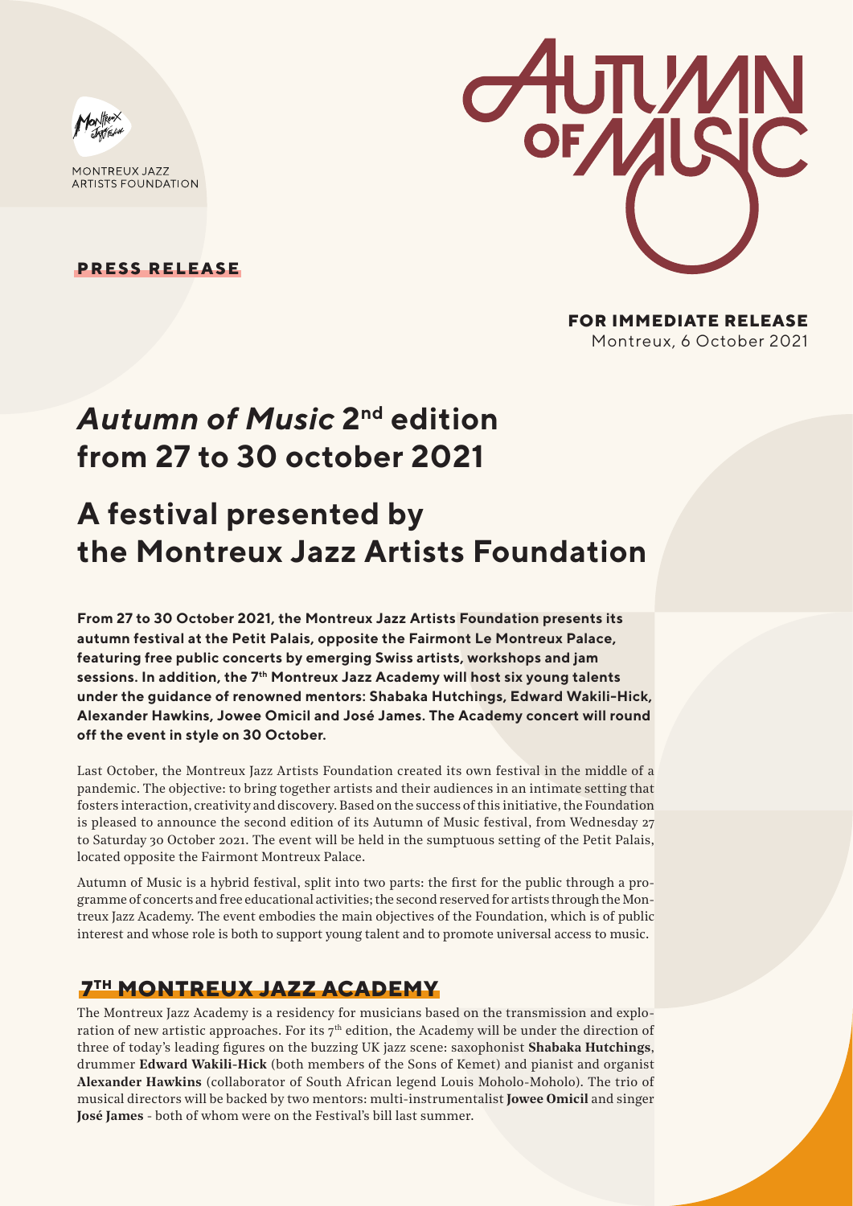MONTREUX JAZZ ARTISTS FOUNDATION

AUTUMN OF MUSIC

**PRESS RELEASE**

**FOR IMMEDIATE RELEASE**
Montreux, 6 October 2021

# *Autumn of Music* 2[nd] edition from 27 to 30 october 2021

# A festival presented by the Montreux Jazz Artists Foundation

**From 27 to 30 October 2021, the Montreux Jazz Artists Foundation presents its autumn festival at the Petit Palais, opposite the Fairmont Le Montreux Palace, featuring free public concerts by emerging Swiss artists, workshops and jam sessions. In addition, the 7[th] Montreux Jazz Academy will host six young talents under the guidance of renowned mentors: Shabaka Hutchings, Edward Wakili-Hick, Alexander Hawkins, Jowee Omicil and José James. The Academy concert will round off the event in style on 30 October.**

Last October, the Montreux Jazz Artists Foundation created its own festival in the middle of a pandemic. The objective: to bring together artists and their audiences in an intimate setting that fosters interaction, creativity and discovery. Based on the success of this initiative, the Foundation is pleased to announce the second edition of its Autumn of Music festival, from Wednesday 27 to Saturday 30 October 2021. The event will be held in the sumptuous setting of the Petit Palais, located opposite the Fairmont Montreux Palace.

Autumn of Music is a hybrid festival, split into two parts: the first for the public through a programme of concerts and free educational activities; the second reserved for artists through the Montreux Jazz Academy. The event embodies the main objectives of the Foundation, which is of public interest and whose role is both to support young talent and to promote universal access to music.

## 7[TH] MONTREUX JAZZ ACADEMY

The Montreux Jazz Academy is a residency for musicians based on the transmission and exploration of new artistic approaches. For its 7[th] edition, the Academy will be under the direction of three of today's leading figures on the buzzing UK jazz scene: saxophonist **Shabaka Hutchings**, drummer **Edward Wakili-Hick** (both members of the Sons of Kemet) and pianist and organist **Alexander Hawkins** (collaborator of South African legend Louis Moholo-Moholo). The trio of musical directors will be backed by two mentors: multi-instrumentalist **Jowee Omicil** and singer **José James** - both of whom were on the Festival's bill last summer.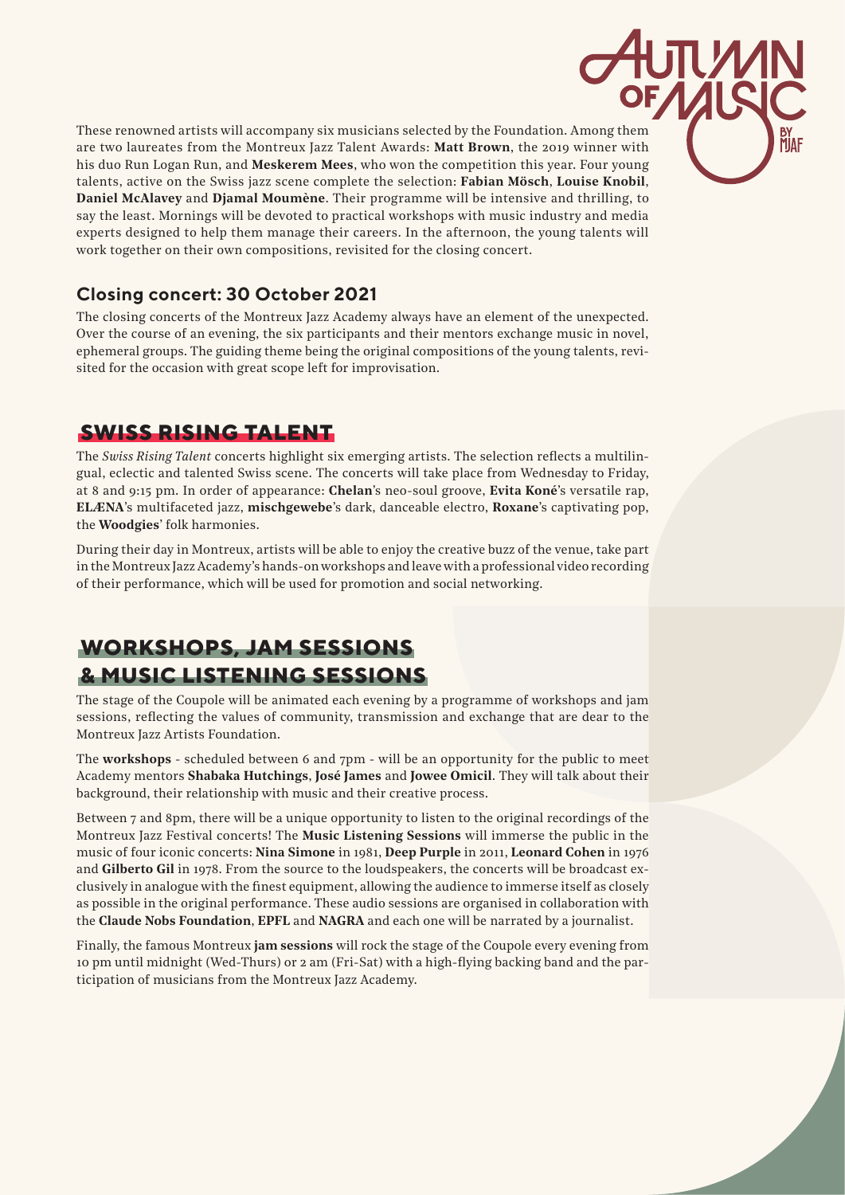These renowned artists will accompany six musicians selected by the Foundation. Among them are two laureates from the Montreux Jazz Talent Awards: **Matt Brown**, the 2019 winner with his duo Run Logan Run, and **Meskerem Mees**, who won the competition this year. Four young talents, active on the Swiss jazz scene complete the selection: **Fabian Mösch**, **Louise Knobil**, **Daniel McAlavey** and **Djamal Moumène**. Their programme will be intensive and thrilling, to say the least. Mornings will be devoted to practical workshops with music industry and media experts designed to help them manage their careers. In the afternoon, the young talents will work together on their own compositions, revisited for the closing concert.

### Closing concert: 30 October 2021

The closing concerts of the Montreux Jazz Academy always have an element of the unexpected. Over the course of an evening, the six participants and their mentors exchange music in novel, ephemeral groups. The guiding theme being the original compositions of the young talents, revisited for the occasion with great scope left for improvisation.

## SWISS RISING TALENT

The *Swiss Rising Talent* concerts highlight six emerging artists. The selection reflects a multilingual, eclectic and talented Swiss scene. The concerts will take place from Wednesday to Friday, at 8 and 9:15 pm. In order of appearance: **Chelan**'s neo-soul groove, **Evita Koné**'s versatile rap, **ELÆNA**'s multifaceted jazz, **mischgewebe**'s dark, danceable electro, **Roxane**'s captivating pop, the **Woodgies**' folk harmonies.

During their day in Montreux, artists will be able to enjoy the creative buzz of the venue, take part in the Montreux Jazz Academy's hands-on workshops and leave with a professional video recording of their performance, which will be used for promotion and social networking.

## WORKSHOPS, JAM SESSIONS & MUSIC LISTENING SESSIONS

The stage of the Coupole will be animated each evening by a programme of workshops and jam sessions, reflecting the values of community, transmission and exchange that are dear to the Montreux Jazz Artists Foundation.

The **workshops** - scheduled between 6 and 7pm - will be an opportunity for the public to meet Academy mentors **Shabaka Hutchings**, **José James** and **Jowee Omicil**. They will talk about their background, their relationship with music and their creative process.

Between 7 and 8pm, there will be a unique opportunity to listen to the original recordings of the Montreux Jazz Festival concerts! The **Music Listening Sessions** will immerse the public in the music of four iconic concerts: **Nina Simone** in 1981, **Deep Purple** in 2011, **Leonard Cohen** in 1976 and **Gilberto Gil** in 1978. From the source to the loudspeakers, the concerts will be broadcast exclusively in analogue with the finest equipment, allowing the audience to immerse itself as closely as possible in the original performance. These audio sessions are organised in collaboration with the **Claude Nobs Foundation**, **EPFL** and **NAGRA** and each one will be narrated by a journalist.

Finally, the famous Montreux **jam sessions** will rock the stage of the Coupole every evening from 10 pm until midnight (Wed-Thurs) or 2 am (Fri-Sat) with a high-flying backing band and the participation of musicians from the Montreux Jazz Academy.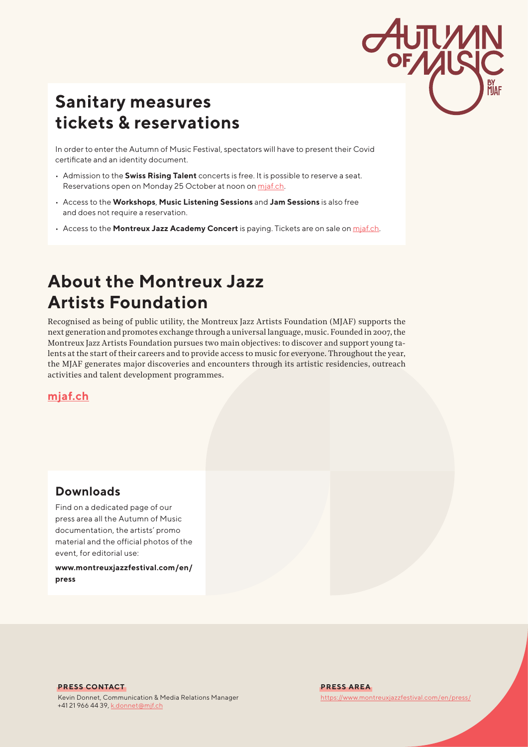## Sanitary measures tickets & reservations

In order to enter the Autumn of Music Festival, spectators will have to present their Covid certificate and an identity document.

- Admission to the **Swiss Rising Talent** concerts is free. It is possible to reserve a seat. Reservations open on Monday 25 October at noon on mjaf.ch.
- Access to the **Workshops**, **Music Listening Sessions** and **Jam Sessions** is also free and does not require a reservation.
- Access to the **Montreux Jazz Academy Concert** is paying. Tickets are on sale on mjaf.ch.

## About the Montreux Jazz Artists Foundation

Recognised as being of public utility, the Montreux Jazz Artists Foundation (MJAF) supports the next generation and promotes exchange through a universal language, music. Founded in 2007, the Montreux Jazz Artists Foundation pursues two main objectives: to discover and support young talents at the start of their careers and to provide access to music for everyone. Throughout the year, the MJAF generates major discoveries and encounters through its artistic residencies, outreach activities and talent development programmes.

**mjaf.ch**

### Downloads

Find on a dedicated page of our press area all the Autumn of Music documentation, the artists' promo material and the official photos of the event, for editorial use:

**www.montreuxjazzfestival.com/en/press**

**PRESS CONTACT**

Kevin Donnet, Communication & Media Relations Manager
+41 21 966 44 39, k.donnet@mjf.ch

**PRESS AREA**

https://www.montreuxjazzfestival.com/en/press/